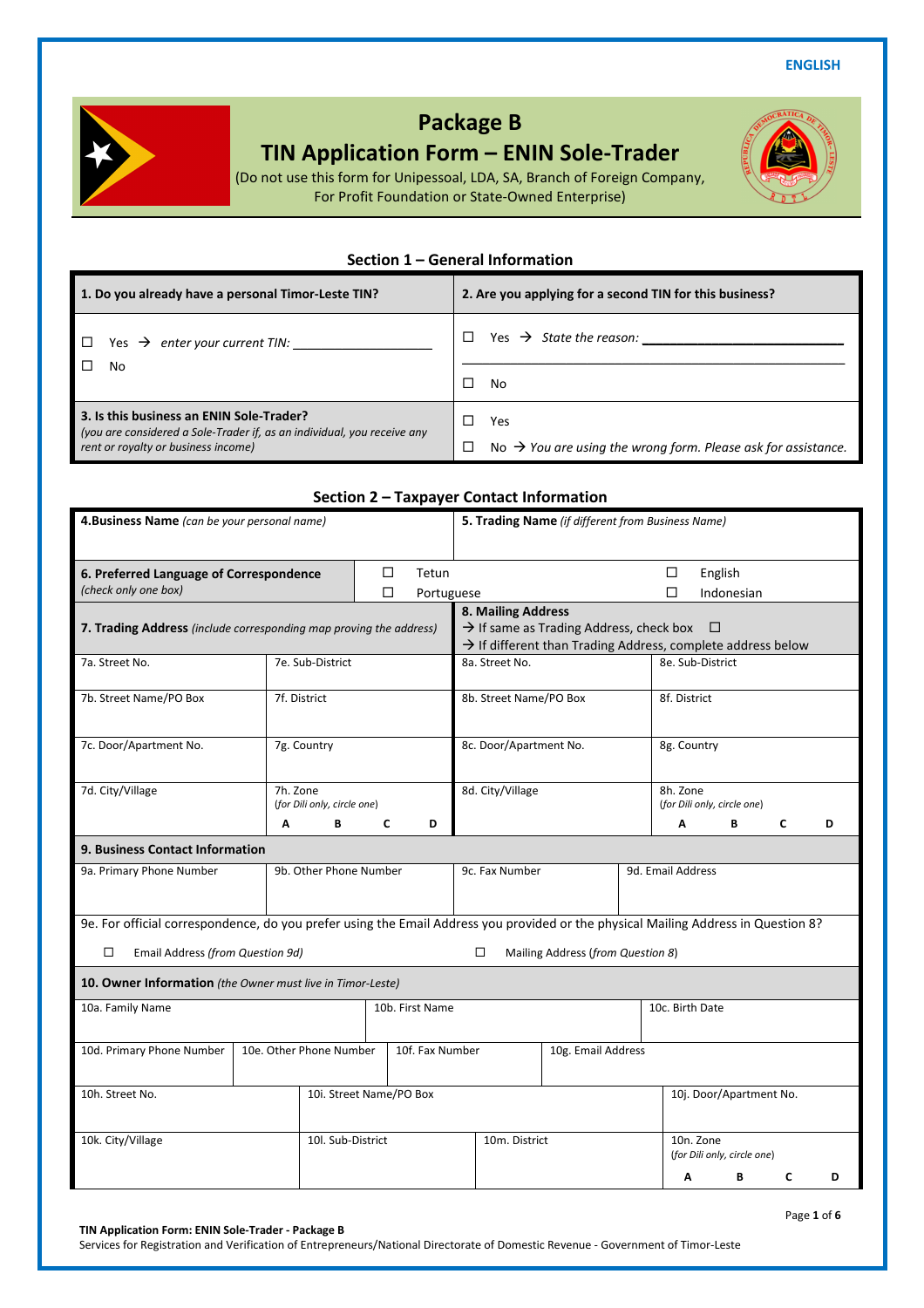ENGLISH

# Package B
# TIN Application Form – ENIN Sole-Trader

(Do not use this form for Unipessoal, LDA, SA, Branch of Foreign Company, For Profit Foundation or State-Owned Enterprise)

## Section 1 – General Information

| **1. Do you already have a personal Timor-Leste TIN?** | **2. Are you applying for a second TIN for this business?** |
|---|---|
| ☐ Yes → *enter your current TIN:* ________________ <br> ☐ No | ☐ Yes → *State the reason:* ________________________ <br> ☐ No |
| **3. Is this business an ENIN Sole-Trader?** <br> *(you are considered a Sole-Trader if, as an individual, you receive any rent or royalty or business income)* | ☐ Yes <br> ☐ No → *You are using the wrong form. Please ask for assistance.* |

## Section 2 – Taxpayer Contact Information

| **4.Business Name** *(can be your personal name)* | **5. Trading Name** *(if different from Business Name)* |
|---|---|
| | |

| **6. Preferred Language of Correspondence** *(check only one box)* | ☐ Tetun | ☐ English |
|---|---|---|
| | ☐ Portuguese | ☐ Indonesian |

| **7. Trading Address** *(include corresponding map proving the address)* | | **8. Mailing Address** <br> → If same as Trading Address, check box ☐ <br> → If different than Trading Address, complete address below | |
|---|---|---|---|
| 7a. Street No. | 7e. Sub-District | 8a. Street No. | 8e. Sub-District |
| 7b. Street Name/PO Box | 7f. District | 8b. Street Name/PO Box | 8f. District |
| 7c. Door/Apartment No. | 7g. Country | 8c. Door/Apartment No. | 8g. Country |
| 7d. City/Village | 7h. Zone *(for Dili only, circle one)* <br> A B C D | 8d. City/Village | 8h. Zone *(for Dili only, circle one)* <br> A B C D |

**9. Business Contact Information**

| 9a. Primary Phone Number | 9b. Other Phone Number | 9c. Fax Number | 9d. Email Address |
|---|---|---|---|
| | | | |

9e. For official correspondence, do you prefer using the Email Address you provided or the physical Mailing Address in Question 8?

☐ Email Address *(from Question 9d)* ☐ Mailing Address *(from Question 8)*

**10. Owner Information** *(the Owner must live in Timor-Leste)*

| 10a. Family Name | 10b. First Name | 10c. Birth Date |
|---|---|---|
| | | |

| 10d. Primary Phone Number | 10e. Other Phone Number | 10f. Fax Number | 10g. Email Address |
|---|---|---|---|
| | | | |

| 10h. Street No. | 10i. Street Name/PO Box | | 10j. Door/Apartment No. |
|---|---|---|---|
| 10k. City/Village | 10l. Sub-District | 10m. District | 10n. Zone *(for Dili only, circle one)* <br> A B C D |

**TIN Application Form: ENIN Sole-Trader - Package B**
Services for Registration and Verification of Entrepreneurs/National Directorate of Domestic Revenue - Government of Timor-Leste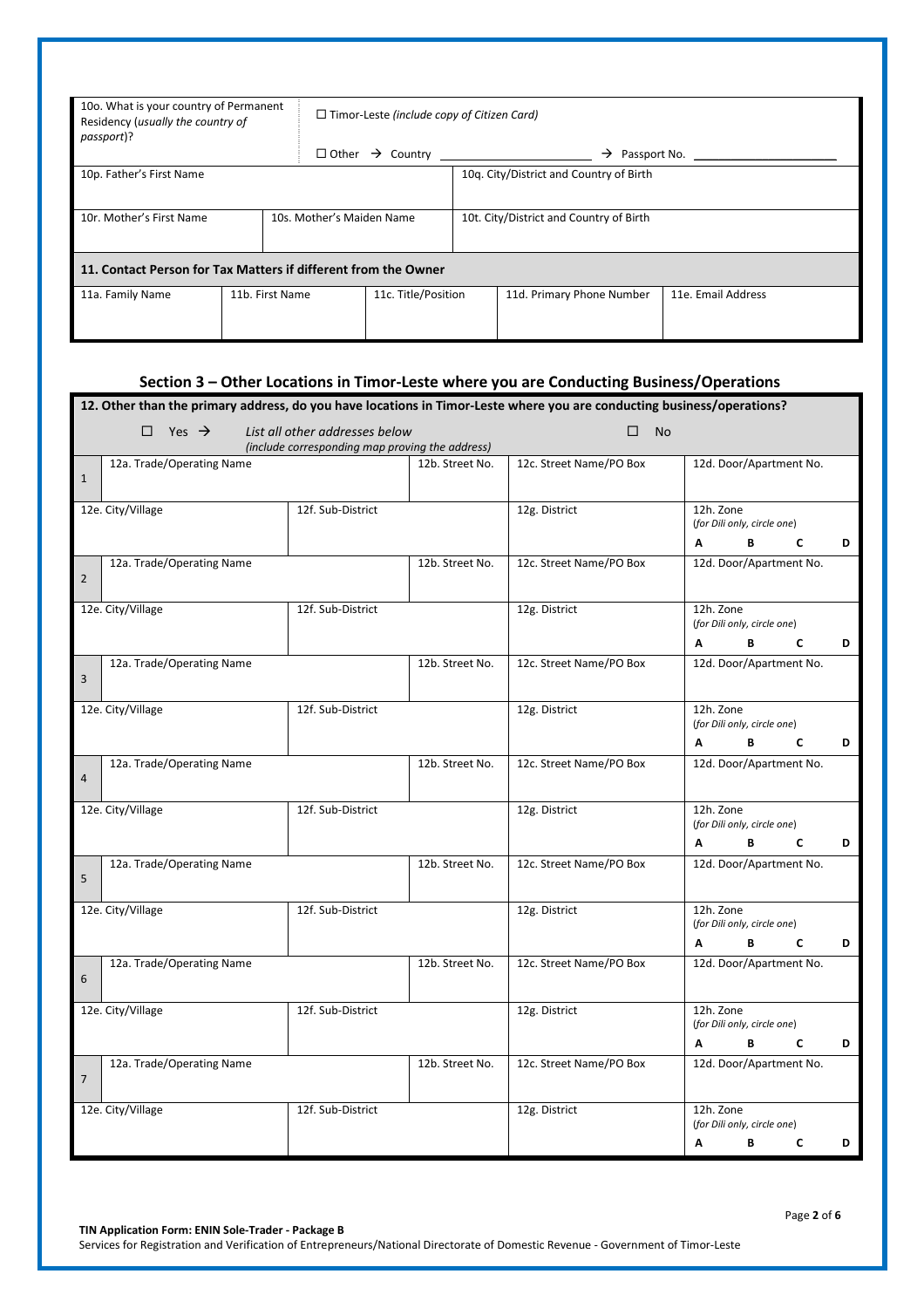| 10o. What is your country of Permanent Residency (*usually the country of passport*)? | ☐ Timor-Leste *(include copy of Citizen Card)* | |
|---|---|---|
| | ☐ Other → Country ______________________ | → Passport No. ______________________ |

| 10p. Father's First Name | | 10q. City/District and Country of Birth |
|---|---|---|
| **10r. Mother's First Name** | **10s. Mother's Maiden Name** | **10t. City/District and Country of Birth** |

| **11. Contact Person for Tax Matters if different from the Owner** | | | | |
|---|---|---|---|---|
| 11a. Family Name | 11b. First Name | 11c. Title/Position | 11d. Primary Phone Number | 11e. Email Address |
| | | | | |

## Section 3 – Other Locations in Timor-Leste where you are Conducting Business/Operations

**12. Other than the primary address, do you have locations in Timor-Leste where you are conducting business/operations?**

☐ Yes → *List all other addresses below (include corresponding map proving the address)* ☐ No

| # | 12a. Trade/Operating Name | | 12b. Street No. | 12c. Street Name/PO Box | 12d. Door/Apartment No. |
|---|---|---|---|---|---|
| 1 | | | | | |
| | 12e. City/Village | 12f. Sub-District | | 12g. District | 12h. Zone *(for Dili only, circle one)* A B C D |
| 2 | 12a. Trade/Operating Name | | 12b. Street No. | 12c. Street Name/PO Box | 12d. Door/Apartment No. |
| | 12e. City/Village | 12f. Sub-District | | 12g. District | 12h. Zone *(for Dili only, circle one)* A B C D |
| 3 | 12a. Trade/Operating Name | | 12b. Street No. | 12c. Street Name/PO Box | 12d. Door/Apartment No. |
| | 12e. City/Village | 12f. Sub-District | | 12g. District | 12h. Zone *(for Dili only, circle one)* A B C D |
| 4 | 12a. Trade/Operating Name | | 12b. Street No. | 12c. Street Name/PO Box | 12d. Door/Apartment No. |
| | 12e. City/Village | 12f. Sub-District | | 12g. District | 12h. Zone *(for Dili only, circle one)* A B C D |
| 5 | 12a. Trade/Operating Name | | 12b. Street No. | 12c. Street Name/PO Box | 12d. Door/Apartment No. |
| | 12e. City/Village | 12f. Sub-District | | 12g. District | 12h. Zone *(for Dili only, circle one)* A B C D |
| 6 | 12a. Trade/Operating Name | | 12b. Street No. | 12c. Street Name/PO Box | 12d. Door/Apartment No. |
| | 12e. City/Village | 12f. Sub-District | | 12g. District | 12h. Zone *(for Dili only, circle one)* A B C D |
| 7 | 12a. Trade/Operating Name | | 12b. Street No. | 12c. Street Name/PO Box | 12d. Door/Apartment No. |
| | 12e. City/Village | 12f. Sub-District | | 12g. District | 12h. Zone *(for Dili only, circle one)* A B C D |

**TIN Application Form: ENIN Sole-Trader - Package B**
Services for Registration and Verification of Entrepreneurs/National Directorate of Domestic Revenue - Government of Timor-Leste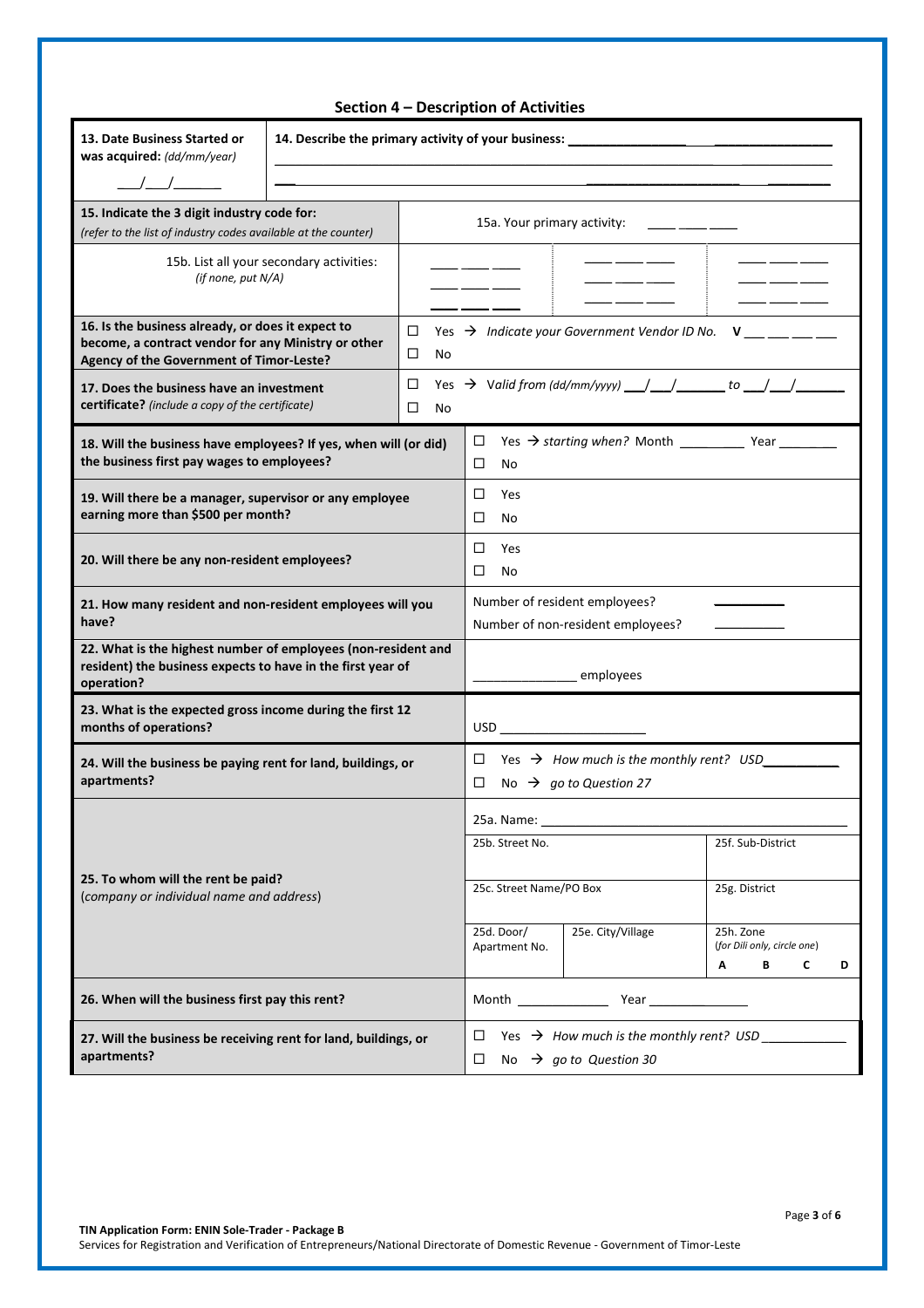## Section 4 – Description of Activities

| **13. Date Business Started or was acquired:** *(dd/mm/year)* ___/___/______ | **14. Describe the primary activity of your business:** ______________________________ |
|---|---|

| **15. Indicate the 3 digit industry code for:** *(refer to the list of industry codes available at the counter)* | 15a. Your primary activity: ___ ___ ___ | | |
|---|---|---|---|
| 15b. List all your secondary activities: *(if none, put N/A)* | ___ ___ ___<br>___ ___ ___<br>___ ___ ___ | ___ ___ ___<br>___ ___ ___<br>___ ___ ___ | ___ ___ ___<br>___ ___ ___ |
| **16. Is the business already, or does it expect to become, a contract vendor for any Ministry or other Agency of the Government of Timor-Leste?** | ☐ Yes → *Indicate your Government Vendor ID No.* **V** ___ ___ ___ ___<br>☐ No | | |
| **17. Does the business have an investment certificate?** *(include a copy of the certificate)* | ☐ Yes → *Valid from (dd/mm/yyyy)* ___/___/______ *to* ___/___/______<br>☐ No | | |

| Question | Answer |
|---|---|
| **18. Will the business have employees? If yes, when will (or did) the business first pay wages to employees?** | ☐ Yes → *starting when?* Month _________ Year ________<br>☐ No |
| **19. Will there be a manager, supervisor or any employee earning more than $500 per month?** | ☐ Yes<br>☐ No |
| **20. Will there be any non-resident employees?** | ☐ Yes<br>☐ No |
| **21. How many resident and non-resident employees will you have?** | Number of resident employees? __________<br>Number of non-resident employees? __________ |
| **22. What is the highest number of employees (non-resident and resident) the business expects to have in the first year of operation?** | ______________ employees |
| **23. What is the expected gross income during the first 12 months of operations?** | USD ____________________ |
| **24. Will the business be paying rent for land, buildings, or apartments?** | ☐ Yes → *How much is the monthly rent? USD*__________<br>☐ No → *go to Question 27* |

| **25. To whom will the rent be paid?** (*company or individual name and address*) | 25a. Name: ______________________________ | | |
|---|---|---|---|
| | 25b. Street No. | | 25f. Sub-District |
| | 25c. Street Name/PO Box | | 25g. District |
| | 25d. Door/ Apartment No. | 25e. City/Village | 25h. Zone (*for Dili only, circle one*) **A B C D** |
| **26. When will the business first pay this rent?** | Month ____________ Year ____________ | | |
| **27. Will the business be receiving rent for land, buildings, or apartments?** | ☐ Yes → *How much is the monthly rent? USD* ___________<br>☐ No → *go to Question 30* | | |

**TIN Application Form: ENIN Sole-Trader - Package B**
Services for Registration and Verification of Entrepreneurs/National Directorate of Domestic Revenue - Government of Timor-Leste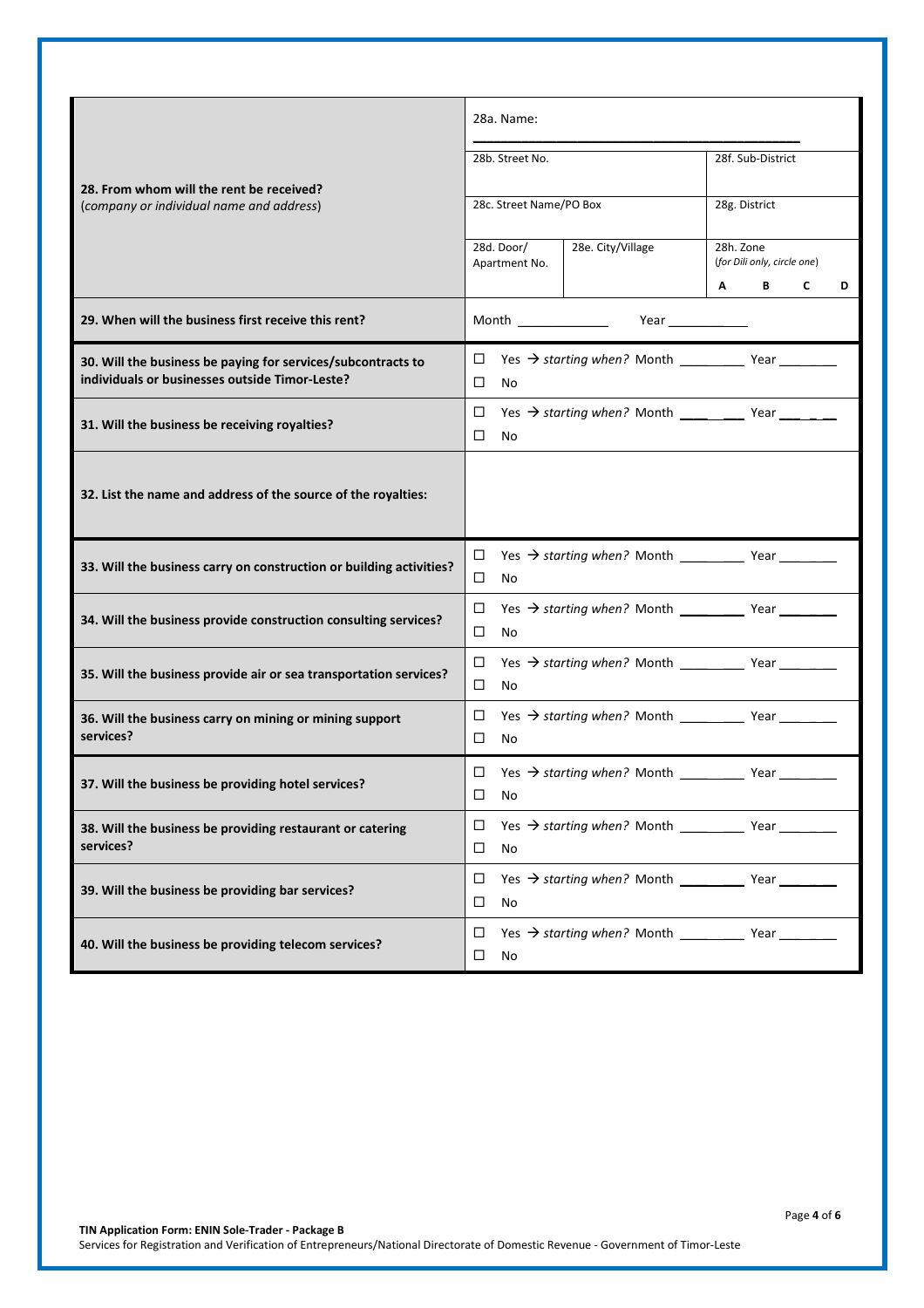| Question | Response |
| --- | --- |
| **28. From whom will the rent be received?** (*company or individual name and address*) | 28a. Name: ______________________________________ <br> 28b. Street No. <br> 28c. Street Name/PO Box <br> 28d. Door/ Apartment No. <br> 28e. City/Village <br> 28f. Sub-District <br> 28g. District <br> 28h. Zone (*for Dili only, circle one*) A B C D |
| **29. When will the business first receive this rent?** | Month ____________ Year __________ |
| **30. Will the business be paying for services/subcontracts to individuals or businesses outside Timor-Leste?** | ☐ Yes → *starting when?* Month ________ Year _______ <br> ☐ No |
| **31. Will the business be receiving royalties?** | ☐ Yes → *starting when?* Month ________ Year _______ <br> ☐ No |
| **32. List the name and address of the source of the royalties:** | |
| **33. Will the business carry on construction or building activities?** | ☐ Yes → *starting when?* Month ________ Year _______ <br> ☐ No |
| **34. Will the business provide construction consulting services?** | ☐ Yes → *starting when?* Month ________ Year _______ <br> ☐ No |
| **35. Will the business provide air or sea transportation services?** | ☐ Yes → *starting when?* Month ________ Year _______ <br> ☐ No |
| **36. Will the business carry on mining or mining support services?** | ☐ Yes → *starting when?* Month ________ Year _______ <br> ☐ No |
| **37. Will the business be providing hotel services?** | ☐ Yes → *starting when?* Month ________ Year _______ <br> ☐ No |
| **38. Will the business be providing restaurant or catering services?** | ☐ Yes → *starting when?* Month ________ Year _______ <br> ☐ No |
| **39. Will the business be providing bar services?** | ☐ Yes → *starting when?* Month ________ Year _______ <br> ☐ No |
| **40. Will the business be providing telecom services?** | ☐ Yes → *starting when?* Month ________ Year _______ <br> ☐ No |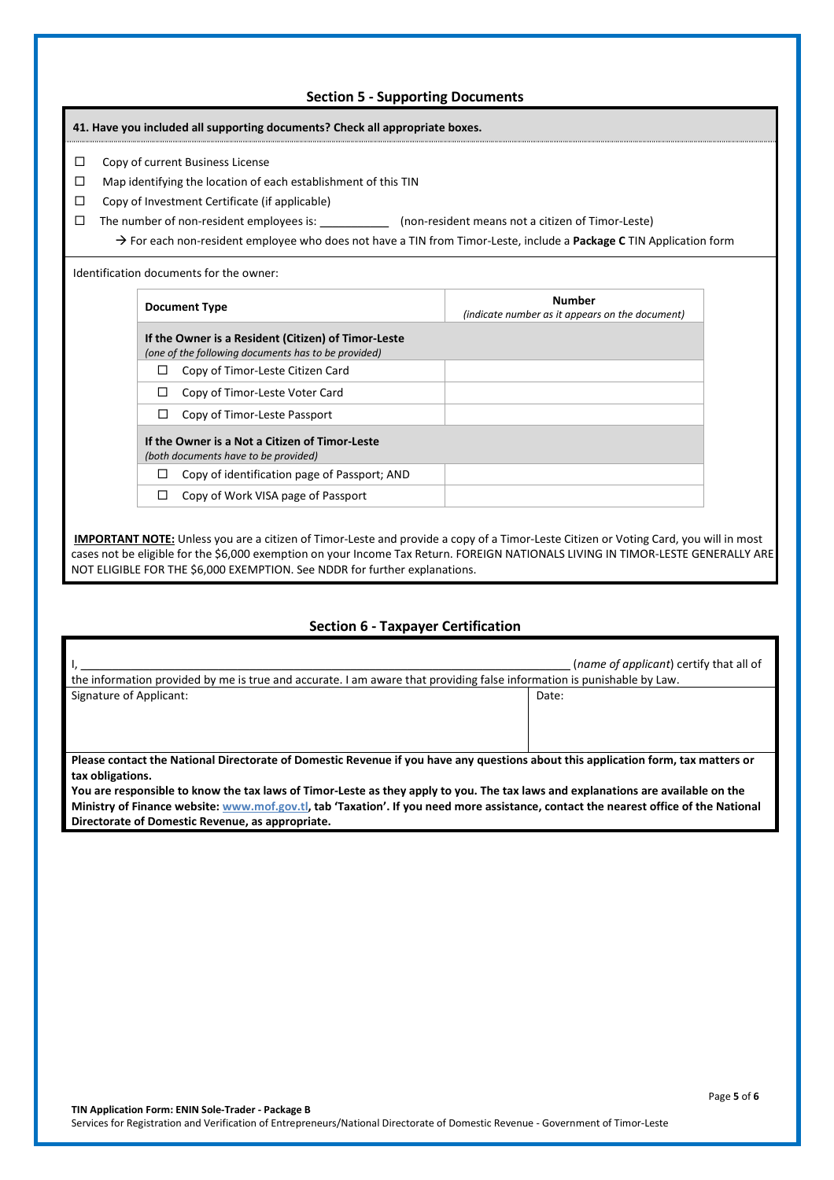## Section 5 - Supporting Documents

**41. Have you included all supporting documents? Check all appropriate boxes.**

- ☐ Copy of current Business License
- ☐ Map identifying the location of each establishment of this TIN
- ☐ Copy of Investment Certificate (if applicable)
- ☐ The number of non-resident employees is: ___________ (non-resident means not a citizen of Timor-Leste)
  - → For each non-resident employee who does not have a TIN from Timor-Leste, include a **Package C** TIN Application form

Identification documents for the owner:

| Document Type | Number *(indicate number as it appears on the document)* |
|---|---|
| **If the Owner is a Resident (Citizen) of Timor-Leste** *(one of the following documents has to be provided)* | |
| ☐ Copy of Timor-Leste Citizen Card | |
| ☐ Copy of Timor-Leste Voter Card | |
| ☐ Copy of Timor-Leste Passport | |
| **If the Owner is a Not a Citizen of Timor-Leste** *(both documents have to be provided)* | |
| ☐ Copy of identification page of Passport; AND | |
| ☐ Copy of Work VISA page of Passport | |

**IMPORTANT NOTE:** Unless you are a citizen of Timor-Leste and provide a copy of a Timor-Leste Citizen or Voting Card, you will in most cases not be eligible for the $6,000 exemption on your Income Tax Return. FOREIGN NATIONALS LIVING IN TIMOR-LESTE GENERALLY ARE NOT ELIGIBLE FOR THE $6,000 EXEMPTION. See NDDR for further explanations.

## Section 6 - Taxpayer Certification

I, ________________________________________________ (*name of applicant*) certify that all of the information provided by me is true and accurate. I am aware that providing false information is punishable by Law.

| Signature of Applicant: | Date: |
|---|---|
| | |

**Please contact the National Directorate of Domestic Revenue if you have any questions about this application form, tax matters or tax obligations.**

**You are responsible to know the tax laws of Timor-Leste as they apply to you. The tax laws and explanations are available on the Ministry of Finance website: www.mof.gov.tl, tab 'Taxation'. If you need more assistance, contact the nearest office of the National Directorate of Domestic Revenue, as appropriate.**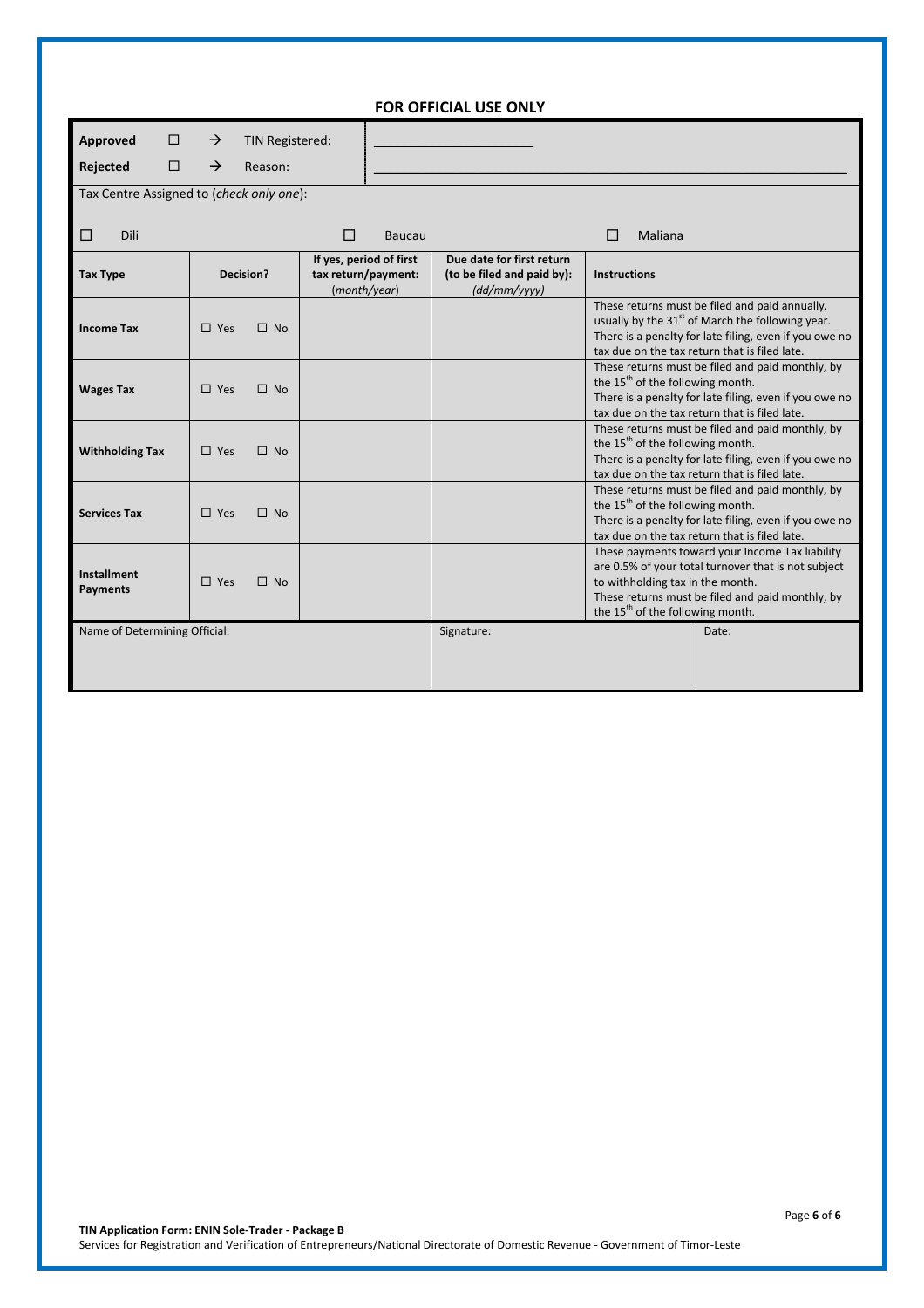## FOR OFFICIAL USE ONLY

**Approved** ☐ → TIN Registered: ____________________

**Rejected** ☐ → Reason: ____________________________________________________________

Tax Centre Assigned to (*check only one*):

☐ Dili ☐ Baucau ☐ Maliana

| Tax Type | Decision? | If yes, period of first tax return/payment: (*month/year*) | Due date for first return (to be filed and paid by): (*dd/mm/yyyy*) | Instructions |
|---|---|---|---|---|
| **Income Tax** | ☐ Yes ☐ No | | | These returns must be filed and paid annually, usually by the 31st of March the following year. There is a penalty for late filing, even if you owe no tax due on the tax return that is filed late. |
| **Wages Tax** | ☐ Yes ☐ No | | | These returns must be filed and paid monthly, by the 15th of the following month. There is a penalty for late filing, even if you owe no tax due on the tax return that is filed late. |
| **Withholding Tax** | ☐ Yes ☐ No | | | These returns must be filed and paid monthly, by the 15th of the following month. There is a penalty for late filing, even if you owe no tax due on the tax return that is filed late. |
| **Services Tax** | ☐ Yes ☐ No | | | These returns must be filed and paid monthly, by the 15th of the following month. There is a penalty for late filing, even if you owe no tax due on the tax return that is filed late. |
| **Installment Payments** | ☐ Yes ☐ No | | | These payments toward your Income Tax liability are 0.5% of your total turnover that is not subject to withholding tax in the month. These returns must be filed and paid monthly, by the 15th of the following month. |

| Name of Determining Official: | Signature: | Date: |
|---|---|---|
| | | |

**TIN Application Form: ENIN Sole-Trader - Package B**

Services for Registration and Verification of Entrepreneurs/National Directorate of Domestic Revenue - Government of Timor-Leste